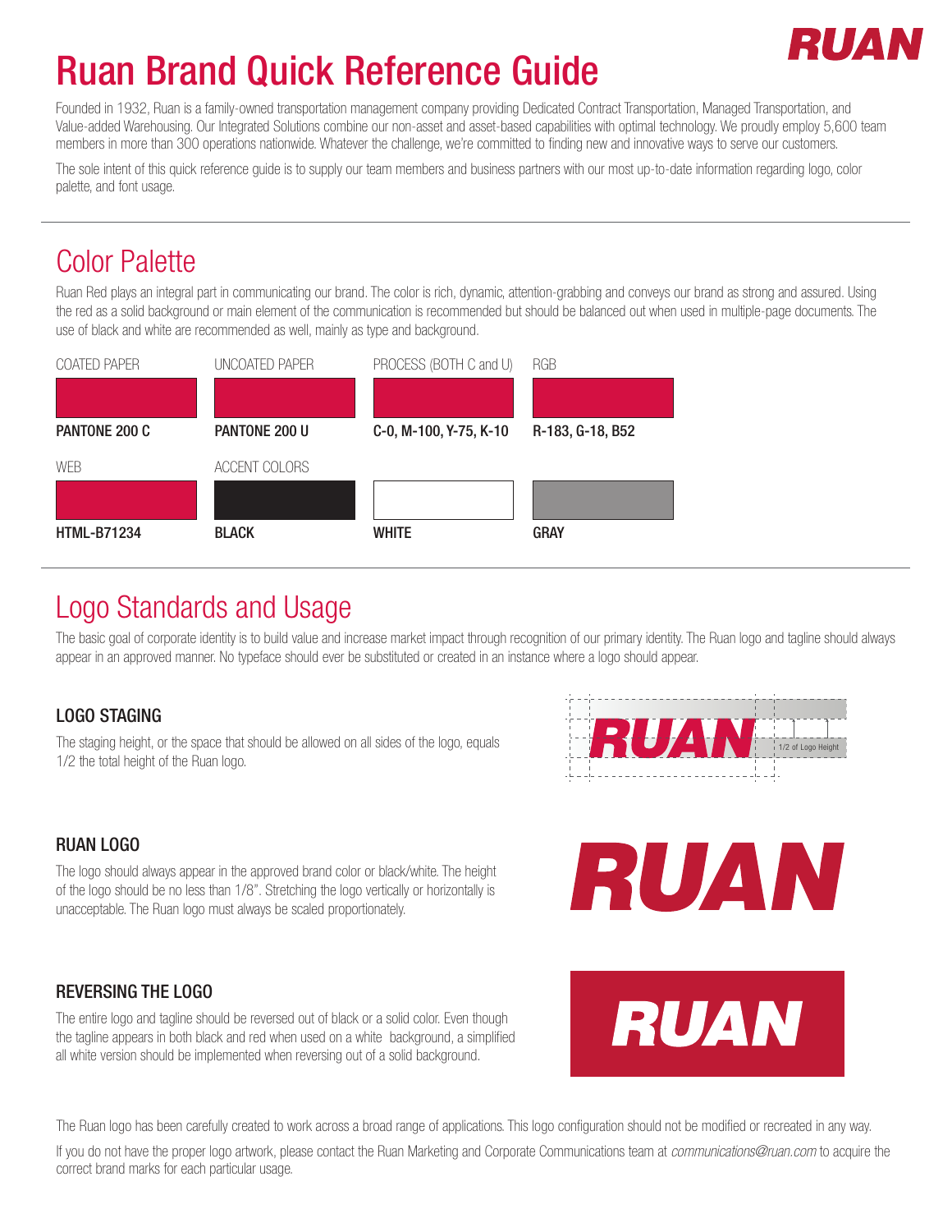# Ruan Brand Quick Reference Guide

Founded in 1932, Ruan is a family-owned transportation management company providing Dedicated Contract Transportation, Managed Transportation, and Value-added Warehousing. Our Integrated Solutions combine our non-asset and asset-based capabilities with optimal technology. We proudly employ 5,600 team members in more than 300 operations nationwide. Whatever the challenge, we're committed to finding new and innovative ways to serve our customers.

The sole intent of this quick reference guide is to supply our team members and business partners with our most up-to-date information regarding logo, color palette, and font usage.

## Color Palette

Ruan Red plays an integral part in communicating our brand. The color is rich, dynamic, attention-grabbing and conveys our brand as strong and assured. Using the red as a solid background or main element of the communication is recommended but should be balanced out when used in multiple-page documents. The use of black and white are recommended as well, mainly as type and background.

| COATED PAPER | UNCOATED PAPER | PROCESS (BOTH C and U) | RGB |
|---|---|---|---|
| **PANTONE 200 C** | **PANTONE 200 U** | **C-0, M-100, Y-75, K-10** | **R-183, G-18, B52** |

| WEB | ACCENT COLORS | | |
|---|---|---|---|
| **HTML-B71234** | **BLACK** | **WHITE** | **GRAY** |

## Logo Standards and Usage

The basic goal of corporate identity is to build value and increase market impact through recognition of our primary identity. The Ruan logo and tagline should always appear in an approved manner. No typeface should ever be substituted or created in an instance where a logo should appear.

### LOGO STAGING

The staging height, or the space that should be allowed on all sides of the logo, equals 1/2 the total height of the Ruan logo.

1/2 of Logo Height

### RUAN LOGO

The logo should always appear in the approved brand color or black/white. The height of the logo should be no less than 1/8". Stretching the logo vertically or horizontally is unacceptable. The Ruan logo must always be scaled proportionately.

### REVERSING THE LOGO

The entire logo and tagline should be reversed out of black or a solid color. Even though the tagline appears in both black and red when used on a white background, a simplified all white version should be implemented when reversing out of a solid background.

The Ruan logo has been carefully created to work across a broad range of applications. This logo configuration should not be modified or recreated in any way.

If you do not have the proper logo artwork, please contact the Ruan Marketing and Corporate Communications team at *communications@ruan.com* to acquire the correct brand marks for each particular usage.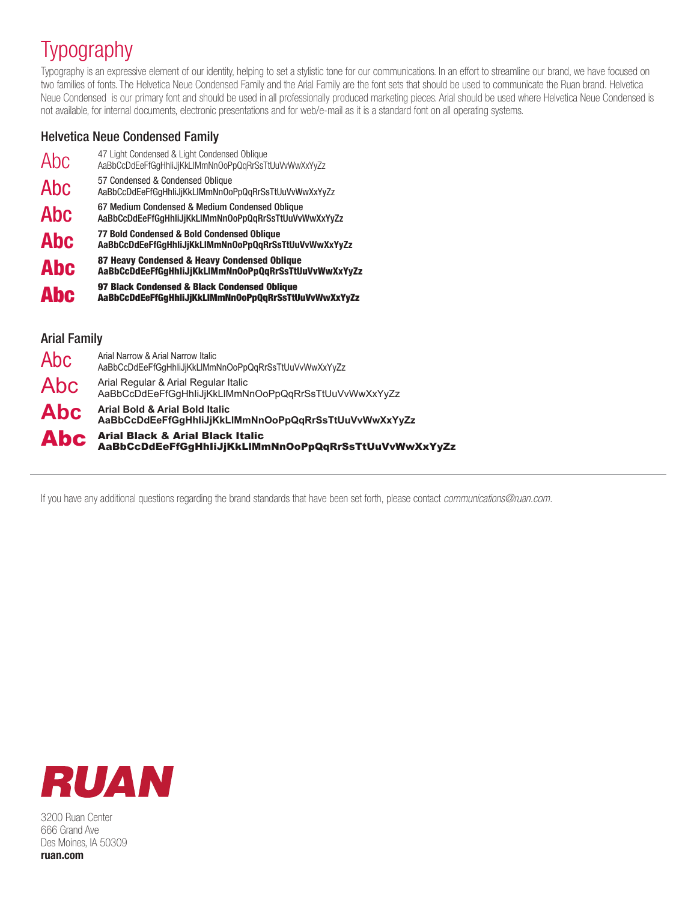# Typography

Typography is an expressive element of our identity, helping to set a stylistic tone for our communications. In an effort to streamline our brand, we have focused on two families of fonts. The Helvetica Neue Condensed Family and the Arial Family are the font sets that should be used to communicate the Ruan brand. Helvetica Neue Condensed is our primary font and should be used in all professionally produced marketing pieces. Arial should be used where Helvetica Neue Condensed is not available, for internal documents, electronic presentations and for web/e-mail as it is a standard font on all operating systems.

## Helvetica Neue Condensed Family

Abc 47 Light Condensed & Light Condensed Oblique
AaBbCcDdEeFfGgHhIiJjKkLlMmNnOoPpQqRrSsTtUuVvWwXxYyZz

Abc 57 Condensed & Condensed Oblique
AaBbCcDdEeFfGgHhIiJjKkLlMmNnOoPpQqRrSsTtUuVvWwXxYyZz

**Abc 67 Medium Condensed & Medium Condensed Oblique**
**AaBbCcDdEeFfGgHhIiJjKkLlMmNnOoPpQqRrSsTtUuVvWwXxYyZz**

**Abc 77 Bold Condensed & Bold Condensed Oblique**
**AaBbCcDdEeFfGgHhIiJjKkLlMmNnOoPpQqRrSsTtUuVvWwXxYyZz**

**Abc 87 Heavy Condensed & Heavy Condensed Oblique**
**AaBbCcDdEeFfGgHhIiJjKkLlMmNnOoPpQqRrSsTtUuVvWwXxYyZz**

**Abc 97 Black Condensed & Black Condensed Oblique**
**AaBbCcDdEeFfGgHhIiJjKkLlMmNnOoPpQqRrSsTtUuVvWwXxYyZz**

## Arial Family

Abc Arial Narrow & Arial Narrow Italic
AaBbCcDdEeFfGgHhIiJjKkLlMmNnOoPpQqRrSsTtUuVvWwXxYyZz

Abc Arial Regular & Arial Regular Italic
AaBbCcDdEeFfGgHhIiJjKkLlMmNnOoPpQqRrSsTtUuVvWwXxYyZz

**Abc Arial Bold & Arial Bold Italic**
**AaBbCcDdEeFfGgHhIiJjKkLlMmNnOoPpQqRrSsTtUuVvWwXxYyZz**

**Abc Arial Black & Arial Black Italic**
**AaBbCcDdEeFfGgHhIiJjKkLlMmNnOoPpQqRrSsTtUuVvWwXxYyZz**

---

If you have any additional questions regarding the brand standards that have been set forth, please contact *communications@ruan.com*.

**RUAN**

3200 Ruan Center
666 Grand Ave
Des Moines, IA 50309
**ruan.com**